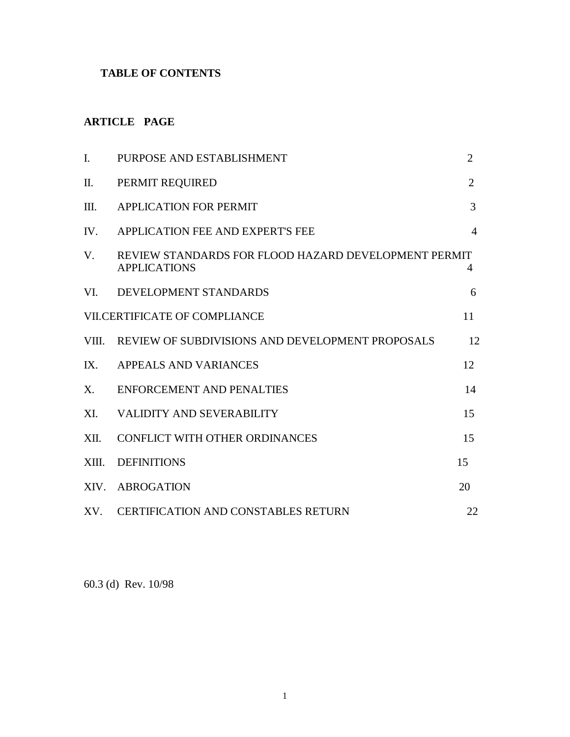# TABLE OF CONTENTS

| ARTICLE | | PAGE |
|---|---|---|
| I. | PURPOSE AND ESTABLISHMENT | 2 |
| II. | PERMIT REQUIRED | 2 |
| III. | APPLICATION FOR PERMIT | 3 |
| IV. | APPLICATION FEE AND EXPERT'S FEE | 4 |
| V. | REVIEW STANDARDS FOR FLOOD HAZARD DEVELOPMENT PERMIT APPLICATIONS | 4 |
| VI. | DEVELOPMENT STANDARDS | 6 |
| VII. | CERTIFICATE OF COMPLIANCE | 11 |
| VIII. | REVIEW OF SUBDIVISIONS AND DEVELOPMENT PROPOSALS | 12 |
| IX. | APPEALS AND VARIANCES | 12 |
| X. | ENFORCEMENT AND PENALTIES | 14 |
| XI. | VALIDITY AND SEVERABILITY | 15 |
| XII. | CONFLICT WITH OTHER ORDINANCES | 15 |
| XIII. | DEFINITIONS | 15 |
| XIV. | ABROGATION | 20 |
| XV. | CERTIFICATION AND CONSTABLES RETURN | 22 |

60.3 (d) Rev. 10/98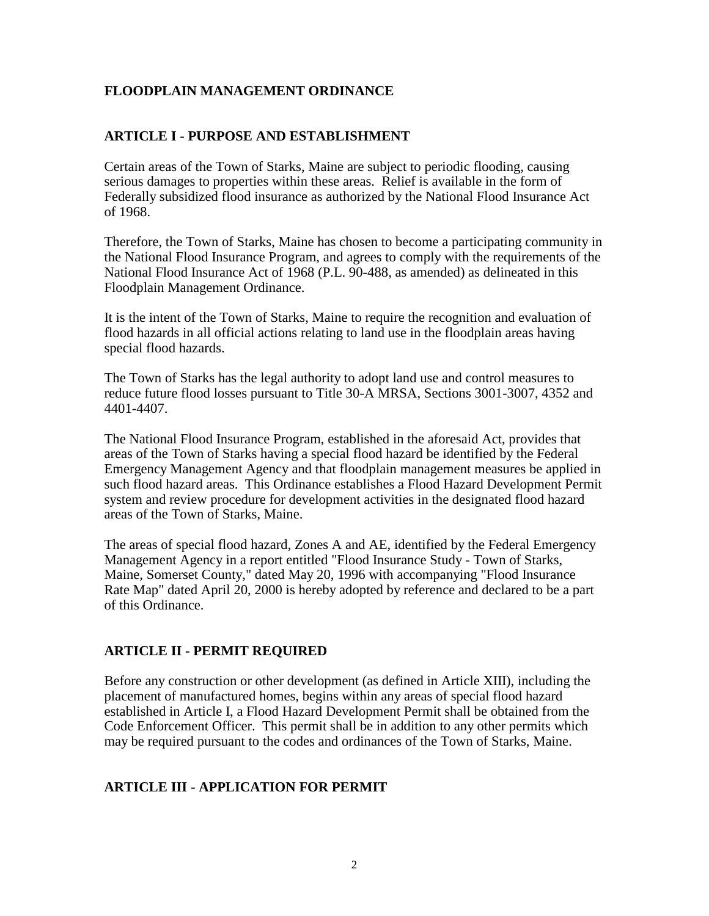# FLOODPLAIN MANAGEMENT ORDINANCE

## ARTICLE I - PURPOSE AND ESTABLISHMENT

Certain areas of the Town of Starks, Maine are subject to periodic flooding, causing serious damages to properties within these areas. Relief is available in the form of Federally subsidized flood insurance as authorized by the National Flood Insurance Act of 1968.

Therefore, the Town of Starks, Maine has chosen to become a participating community in the National Flood Insurance Program, and agrees to comply with the requirements of the National Flood Insurance Act of 1968 (P.L. 90-488, as amended) as delineated in this Floodplain Management Ordinance.

It is the intent of the Town of Starks, Maine to require the recognition and evaluation of flood hazards in all official actions relating to land use in the floodplain areas having special flood hazards.

The Town of Starks has the legal authority to adopt land use and control measures to reduce future flood losses pursuant to Title 30-A MRSA, Sections 3001-3007, 4352 and 4401-4407.

The National Flood Insurance Program, established in the aforesaid Act, provides that areas of the Town of Starks having a special flood hazard be identified by the Federal Emergency Management Agency and that floodplain management measures be applied in such flood hazard areas. This Ordinance establishes a Flood Hazard Development Permit system and review procedure for development activities in the designated flood hazard areas of the Town of Starks, Maine.

The areas of special flood hazard, Zones A and AE, identified by the Federal Emergency Management Agency in a report entitled "Flood Insurance Study - Town of Starks, Maine, Somerset County," dated May 20, 1996 with accompanying "Flood Insurance Rate Map" dated April 20, 2000 is hereby adopted by reference and declared to be a part of this Ordinance.

## ARTICLE II - PERMIT REQUIRED

Before any construction or other development (as defined in Article XIII), including the placement of manufactured homes, begins within any areas of special flood hazard established in Article I, a Flood Hazard Development Permit shall be obtained from the Code Enforcement Officer. This permit shall be in addition to any other permits which may be required pursuant to the codes and ordinances of the Town of Starks, Maine.

## ARTICLE III - APPLICATION FOR PERMIT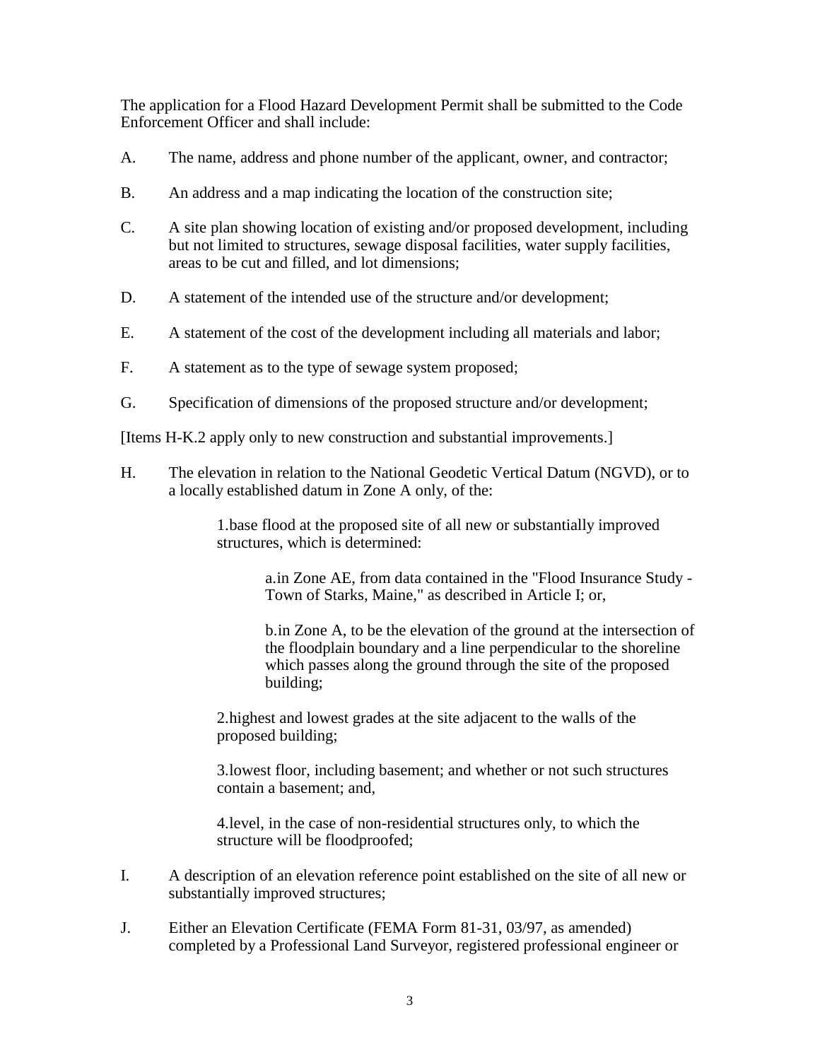The application for a Flood Hazard Development Permit shall be submitted to the Code Enforcement Officer and shall include:

A. The name, address and phone number of the applicant, owner, and contractor;

B. An address and a map indicating the location of the construction site;

C. A site plan showing location of existing and/or proposed development, including but not limited to structures, sewage disposal facilities, water supply facilities, areas to be cut and filled, and lot dimensions;

D. A statement of the intended use of the structure and/or development;

E. A statement of the cost of the development including all materials and labor;

F. A statement as to the type of sewage system proposed;

G. Specification of dimensions of the proposed structure and/or development;

[Items H-K.2 apply only to new construction and substantial improvements.]

H. The elevation in relation to the National Geodetic Vertical Datum (NGVD), or to a locally established datum in Zone A only, of the:

   1. base flood at the proposed site of all new or substantially improved structures, which is determined:

      a. in Zone AE, from data contained in the "Flood Insurance Study - Town of Starks, Maine," as described in Article I; or,

      b. in Zone A, to be the elevation of the ground at the intersection of the floodplain boundary and a line perpendicular to the shoreline which passes along the ground through the site of the proposed building;

   2. highest and lowest grades at the site adjacent to the walls of the proposed building;

   3. lowest floor, including basement; and whether or not such structures contain a basement; and,

   4. level, in the case of non-residential structures only, to which the structure will be floodproofed;

I. A description of an elevation reference point established on the site of all new or substantially improved structures;

J. Either an Elevation Certificate (FEMA Form 81-31, 03/97, as amended) completed by a Professional Land Surveyor, registered professional engineer or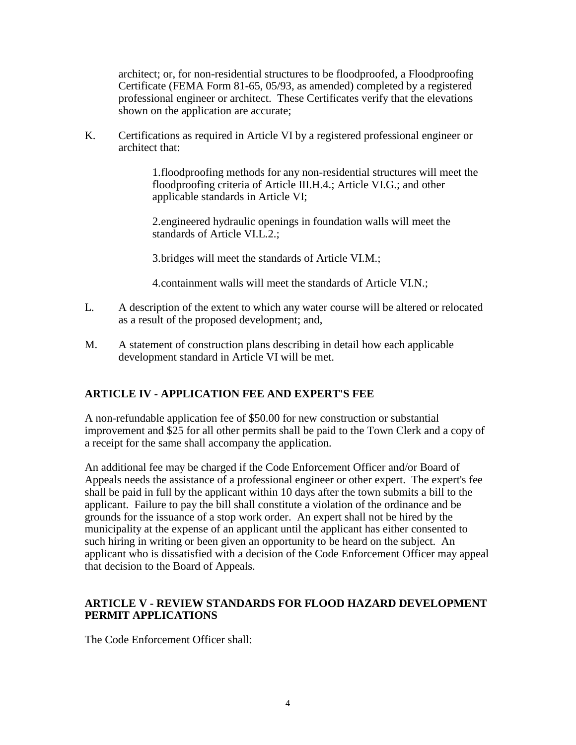architect; or, for non-residential structures to be floodproofed, a Floodproofing Certificate (FEMA Form 81-65, 05/93, as amended) completed by a registered professional engineer or architect. These Certificates verify that the elevations shown on the application are accurate;

K. Certifications as required in Article VI by a registered professional engineer or architect that:

1.floodproofing methods for any non-residential structures will meet the floodproofing criteria of Article III.H.4.; Article VI.G.; and other applicable standards in Article VI;

2.engineered hydraulic openings in foundation walls will meet the standards of Article VI.L.2.;

3.bridges will meet the standards of Article VI.M.;

4.containment walls will meet the standards of Article VI.N.;

L. A description of the extent to which any water course will be altered or relocated as a result of the proposed development; and,

M. A statement of construction plans describing in detail how each applicable development standard in Article VI will be met.

## ARTICLE IV - APPLICATION FEE AND EXPERT'S FEE

A non-refundable application fee of $50.00 for new construction or substantial improvement and $25 for all other permits shall be paid to the Town Clerk and a copy of a receipt for the same shall accompany the application.

An additional fee may be charged if the Code Enforcement Officer and/or Board of Appeals needs the assistance of a professional engineer or other expert. The expert's fee shall be paid in full by the applicant within 10 days after the town submits a bill to the applicant. Failure to pay the bill shall constitute a violation of the ordinance and be grounds for the issuance of a stop work order. An expert shall not be hired by the municipality at the expense of an applicant until the applicant has either consented to such hiring in writing or been given an opportunity to be heard on the subject. An applicant who is dissatisfied with a decision of the Code Enforcement Officer may appeal that decision to the Board of Appeals.

## ARTICLE V - REVIEW STANDARDS FOR FLOOD HAZARD DEVELOPMENT PERMIT APPLICATIONS

The Code Enforcement Officer shall: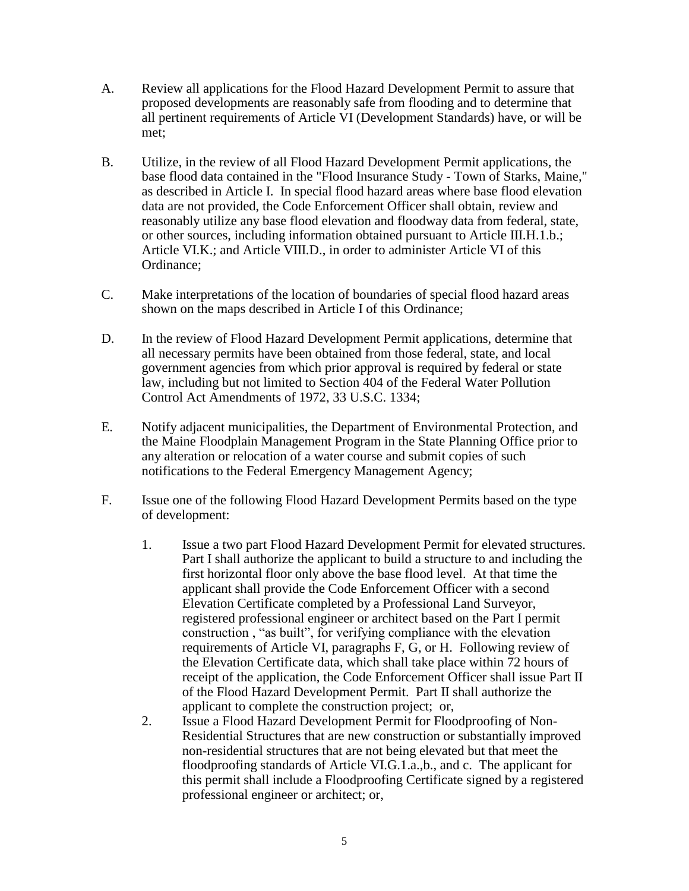A. Review all applications for the Flood Hazard Development Permit to assure that proposed developments are reasonably safe from flooding and to determine that all pertinent requirements of Article VI (Development Standards) have, or will be met;

B. Utilize, in the review of all Flood Hazard Development Permit applications, the base flood data contained in the "Flood Insurance Study - Town of Starks, Maine," as described in Article I. In special flood hazard areas where base flood elevation data are not provided, the Code Enforcement Officer shall obtain, review and reasonably utilize any base flood elevation and floodway data from federal, state, or other sources, including information obtained pursuant to Article III.H.1.b.; Article VI.K.; and Article VIII.D., in order to administer Article VI of this Ordinance;

C. Make interpretations of the location of boundaries of special flood hazard areas shown on the maps described in Article I of this Ordinance;

D. In the review of Flood Hazard Development Permit applications, determine that all necessary permits have been obtained from those federal, state, and local government agencies from which prior approval is required by federal or state law, including but not limited to Section 404 of the Federal Water Pollution Control Act Amendments of 1972, 33 U.S.C. 1334;

E. Notify adjacent municipalities, the Department of Environmental Protection, and the Maine Floodplain Management Program in the State Planning Office prior to any alteration or relocation of a water course and submit copies of such notifications to the Federal Emergency Management Agency;

F. Issue one of the following Flood Hazard Development Permits based on the type of development:

   1. Issue a two part Flood Hazard Development Permit for elevated structures. Part I shall authorize the applicant to build a structure to and including the first horizontal floor only above the base flood level. At that time the applicant shall provide the Code Enforcement Officer with a second Elevation Certificate completed by a Professional Land Surveyor, registered professional engineer or architect based on the Part I permit construction , "as built", for verifying compliance with the elevation requirements of Article VI, paragraphs F, G, or H. Following review of the Elevation Certificate data, which shall take place within 72 hours of receipt of the application, the Code Enforcement Officer shall issue Part II of the Flood Hazard Development Permit. Part II shall authorize the applicant to complete the construction project; or,
   2. Issue a Flood Hazard Development Permit for Floodproofing of Non-Residential Structures that are new construction or substantially improved non-residential structures that are not being elevated but that meet the floodproofing standards of Article VI.G.1.a.,b., and c. The applicant for this permit shall include a Floodproofing Certificate signed by a registered professional engineer or architect; or,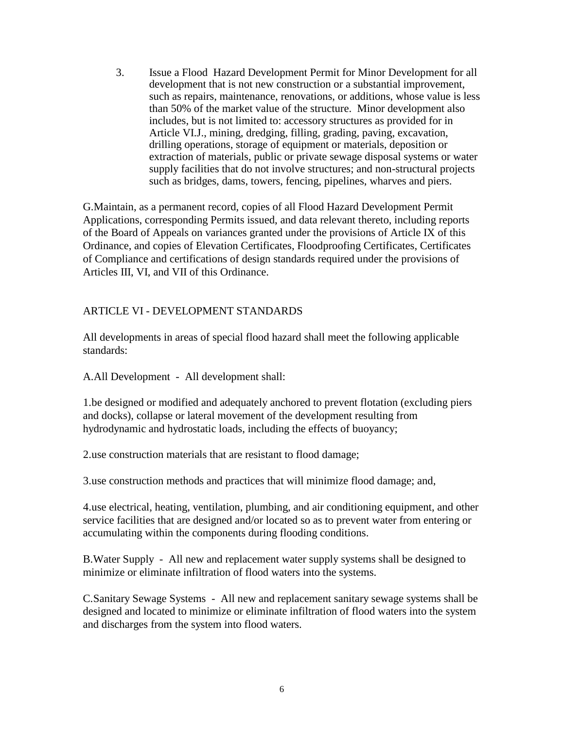3. Issue a Flood Hazard Development Permit for Minor Development for all development that is not new construction or a substantial improvement, such as repairs, maintenance, renovations, or additions, whose value is less than 50% of the market value of the structure. Minor development also includes, but is not limited to: accessory structures as provided for in Article VI.J., mining, dredging, filling, grading, paving, excavation, drilling operations, storage of equipment or materials, deposition or extraction of materials, public or private sewage disposal systems or water supply facilities that do not involve structures; and non-structural projects such as bridges, dams, towers, fencing, pipelines, wharves and piers.

G.Maintain, as a permanent record, copies of all Flood Hazard Development Permit Applications, corresponding Permits issued, and data relevant thereto, including reports of the Board of Appeals on variances granted under the provisions of Article IX of this Ordinance, and copies of Elevation Certificates, Floodproofing Certificates, Certificates of Compliance and certifications of design standards required under the provisions of Articles III, VI, and VII of this Ordinance.

## ARTICLE VI - DEVELOPMENT STANDARDS

All developments in areas of special flood hazard shall meet the following applicable standards:

A.All Development - All development shall:

1.be designed or modified and adequately anchored to prevent flotation (excluding piers and docks), collapse or lateral movement of the development resulting from hydrodynamic and hydrostatic loads, including the effects of buoyancy;

2.use construction materials that are resistant to flood damage;

3.use construction methods and practices that will minimize flood damage; and,

4.use electrical, heating, ventilation, plumbing, and air conditioning equipment, and other service facilities that are designed and/or located so as to prevent water from entering or accumulating within the components during flooding conditions.

B.Water Supply - All new and replacement water supply systems shall be designed to minimize or eliminate infiltration of flood waters into the systems.

C.Sanitary Sewage Systems - All new and replacement sanitary sewage systems shall be designed and located to minimize or eliminate infiltration of flood waters into the system and discharges from the system into flood waters.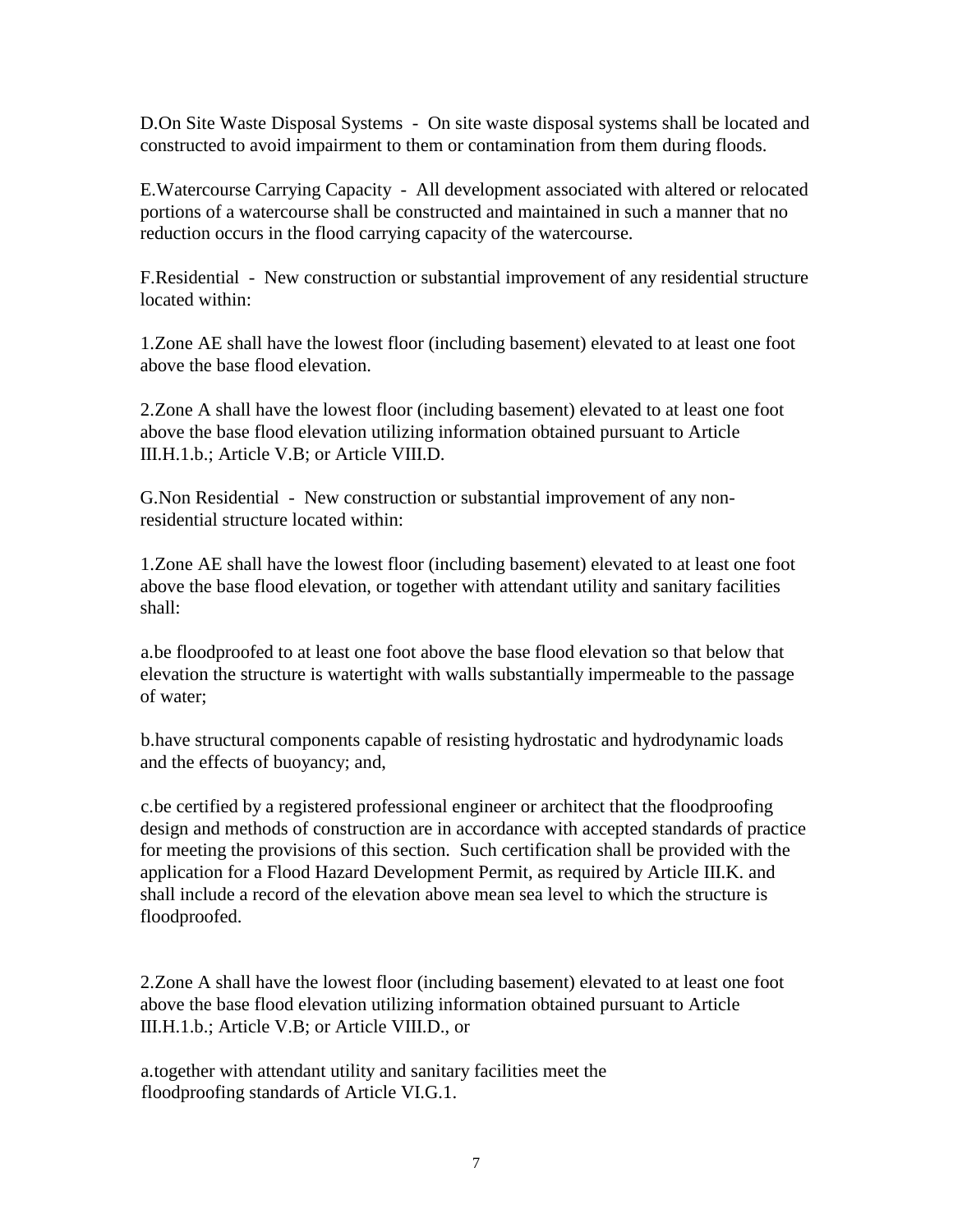D.On Site Waste Disposal Systems - On site waste disposal systems shall be located and constructed to avoid impairment to them or contamination from them during floods.

E.Watercourse Carrying Capacity - All development associated with altered or relocated portions of a watercourse shall be constructed and maintained in such a manner that no reduction occurs in the flood carrying capacity of the watercourse.

F.Residential - New construction or substantial improvement of any residential structure located within:

1.Zone AE shall have the lowest floor (including basement) elevated to at least one foot above the base flood elevation.

2.Zone A shall have the lowest floor (including basement) elevated to at least one foot above the base flood elevation utilizing information obtained pursuant to Article III.H.1.b.; Article V.B; or Article VIII.D.

G.Non Residential - New construction or substantial improvement of any non-residential structure located within:

1.Zone AE shall have the lowest floor (including basement) elevated to at least one foot above the base flood elevation, or together with attendant utility and sanitary facilities shall:

a.be floodproofed to at least one foot above the base flood elevation so that below that elevation the structure is watertight with walls substantially impermeable to the passage of water;

b.have structural components capable of resisting hydrostatic and hydrodynamic loads and the effects of buoyancy; and,

c.be certified by a registered professional engineer or architect that the floodproofing design and methods of construction are in accordance with accepted standards of practice for meeting the provisions of this section. Such certification shall be provided with the application for a Flood Hazard Development Permit, as required by Article III.K. and shall include a record of the elevation above mean sea level to which the structure is floodproofed.

2.Zone A shall have the lowest floor (including basement) elevated to at least one foot above the base flood elevation utilizing information obtained pursuant to Article III.H.1.b.; Article V.B; or Article VIII.D., or

a.together with attendant utility and sanitary facilities meet the floodproofing standards of Article VI.G.1.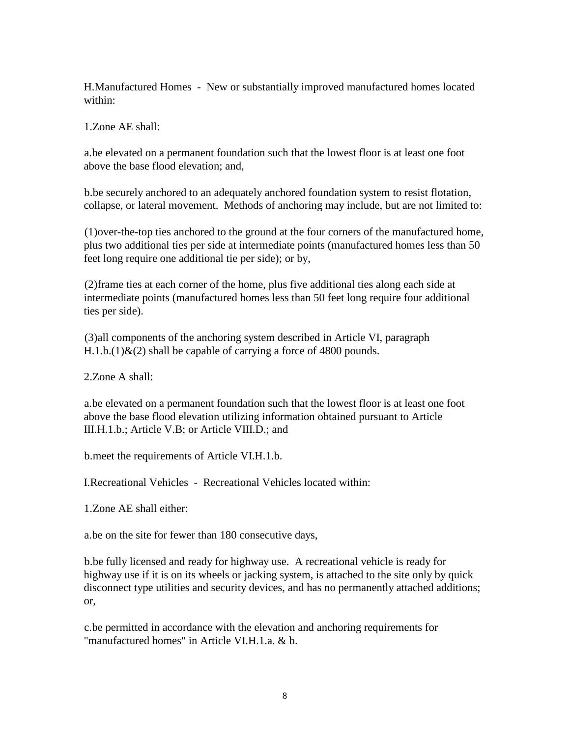H.Manufactured Homes - New or substantially improved manufactured homes located within:

1.Zone AE shall:

a.be elevated on a permanent foundation such that the lowest floor is at least one foot above the base flood elevation; and,

b.be securely anchored to an adequately anchored foundation system to resist flotation, collapse, or lateral movement. Methods of anchoring may include, but are not limited to:

(1)over-the-top ties anchored to the ground at the four corners of the manufactured home, plus two additional ties per side at intermediate points (manufactured homes less than 50 feet long require one additional tie per side); or by,

(2)frame ties at each corner of the home, plus five additional ties along each side at intermediate points (manufactured homes less than 50 feet long require four additional ties per side).

(3)all components of the anchoring system described in Article VI, paragraph H.1.b.(1)&(2) shall be capable of carrying a force of 4800 pounds.

2.Zone A shall:

a.be elevated on a permanent foundation such that the lowest floor is at least one foot above the base flood elevation utilizing information obtained pursuant to Article III.H.1.b.; Article V.B; or Article VIII.D.; and

b.meet the requirements of Article VI.H.1.b.

I.Recreational Vehicles - Recreational Vehicles located within:

1.Zone AE shall either:

a.be on the site for fewer than 180 consecutive days,

b.be fully licensed and ready for highway use. A recreational vehicle is ready for highway use if it is on its wheels or jacking system, is attached to the site only by quick disconnect type utilities and security devices, and has no permanently attached additions; or,

c.be permitted in accordance with the elevation and anchoring requirements for "manufactured homes" in Article VI.H.1.a. & b.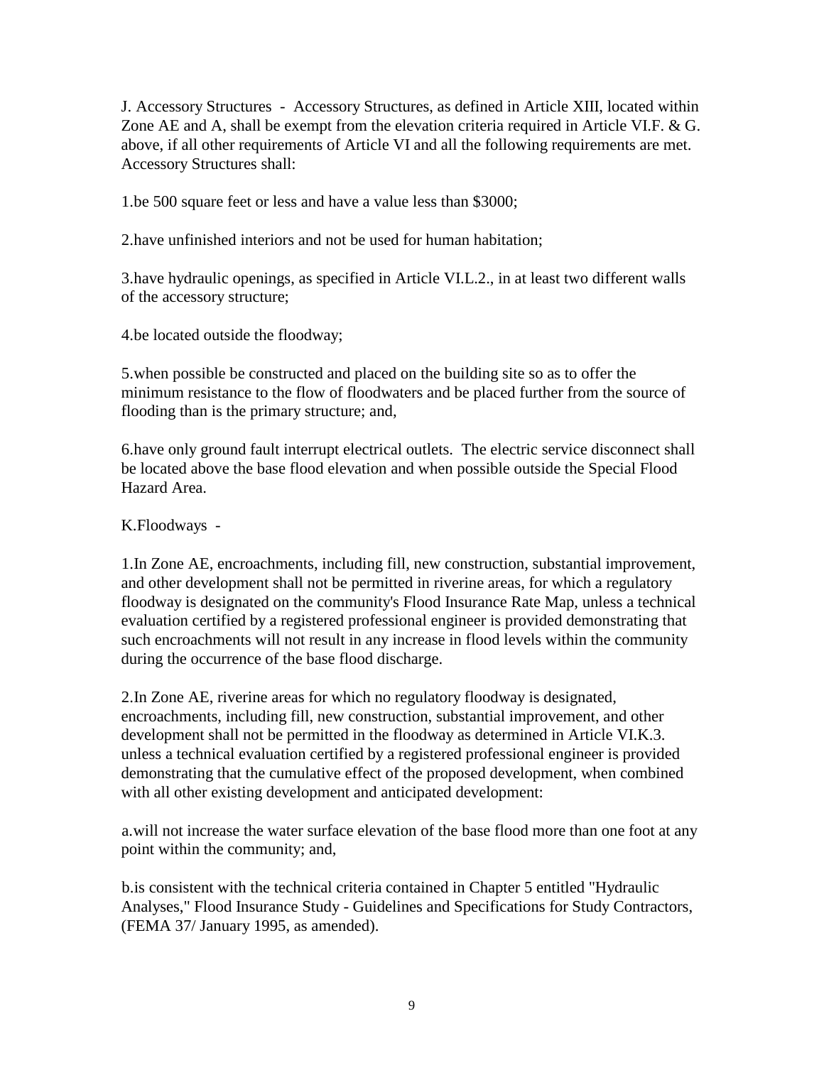J. Accessory Structures - Accessory Structures, as defined in Article XIII, located within Zone AE and A, shall be exempt from the elevation criteria required in Article VI.F. & G. above, if all other requirements of Article VI and all the following requirements are met. Accessory Structures shall:

1.be 500 square feet or less and have a value less than $3000;

2.have unfinished interiors and not be used for human habitation;

3.have hydraulic openings, as specified in Article VI.L.2., in at least two different walls of the accessory structure;

4.be located outside the floodway;

5.when possible be constructed and placed on the building site so as to offer the minimum resistance to the flow of floodwaters and be placed further from the source of flooding than is the primary structure; and,

6.have only ground fault interrupt electrical outlets. The electric service disconnect shall be located above the base flood elevation and when possible outside the Special Flood Hazard Area.

K.Floodways -

1.In Zone AE, encroachments, including fill, new construction, substantial improvement, and other development shall not be permitted in riverine areas, for which a regulatory floodway is designated on the community's Flood Insurance Rate Map, unless a technical evaluation certified by a registered professional engineer is provided demonstrating that such encroachments will not result in any increase in flood levels within the community during the occurrence of the base flood discharge.

2.In Zone AE, riverine areas for which no regulatory floodway is designated, encroachments, including fill, new construction, substantial improvement, and other development shall not be permitted in the floodway as determined in Article VI.K.3. unless a technical evaluation certified by a registered professional engineer is provided demonstrating that the cumulative effect of the proposed development, when combined with all other existing development and anticipated development:

a.will not increase the water surface elevation of the base flood more than one foot at any point within the community; and,

b.is consistent with the technical criteria contained in Chapter 5 entitled "Hydraulic Analyses," Flood Insurance Study - Guidelines and Specifications for Study Contractors, (FEMA 37/ January 1995, as amended).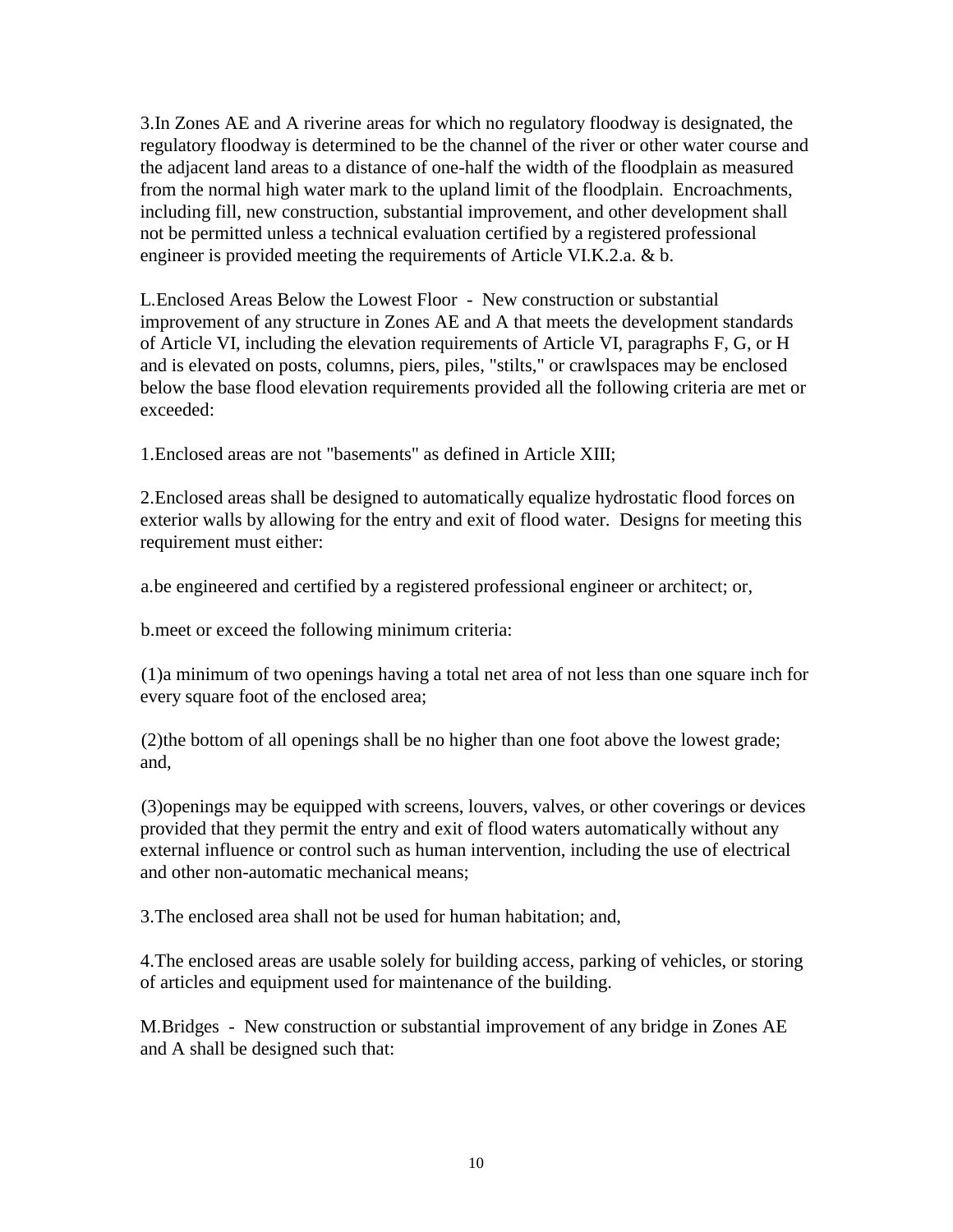3.In Zones AE and A riverine areas for which no regulatory floodway is designated, the regulatory floodway is determined to be the channel of the river or other water course and the adjacent land areas to a distance of one-half the width of the floodplain as measured from the normal high water mark to the upland limit of the floodplain. Encroachments, including fill, new construction, substantial improvement, and other development shall not be permitted unless a technical evaluation certified by a registered professional engineer is provided meeting the requirements of Article VI.K.2.a. & b.

L.Enclosed Areas Below the Lowest Floor - New construction or substantial improvement of any structure in Zones AE and A that meets the development standards of Article VI, including the elevation requirements of Article VI, paragraphs F, G, or H and is elevated on posts, columns, piers, piles, "stilts," or crawlspaces may be enclosed below the base flood elevation requirements provided all the following criteria are met or exceeded:

1.Enclosed areas are not "basements" as defined in Article XIII;

2.Enclosed areas shall be designed to automatically equalize hydrostatic flood forces on exterior walls by allowing for the entry and exit of flood water. Designs for meeting this requirement must either:

a.be engineered and certified by a registered professional engineer or architect; or,

b.meet or exceed the following minimum criteria:

(1)a minimum of two openings having a total net area of not less than one square inch for every square foot of the enclosed area;

(2)the bottom of all openings shall be no higher than one foot above the lowest grade; and,

(3)openings may be equipped with screens, louvers, valves, or other coverings or devices provided that they permit the entry and exit of flood waters automatically without any external influence or control such as human intervention, including the use of electrical and other non-automatic mechanical means;

3.The enclosed area shall not be used for human habitation; and,

4.The enclosed areas are usable solely for building access, parking of vehicles, or storing of articles and equipment used for maintenance of the building.

M.Bridges - New construction or substantial improvement of any bridge in Zones AE and A shall be designed such that: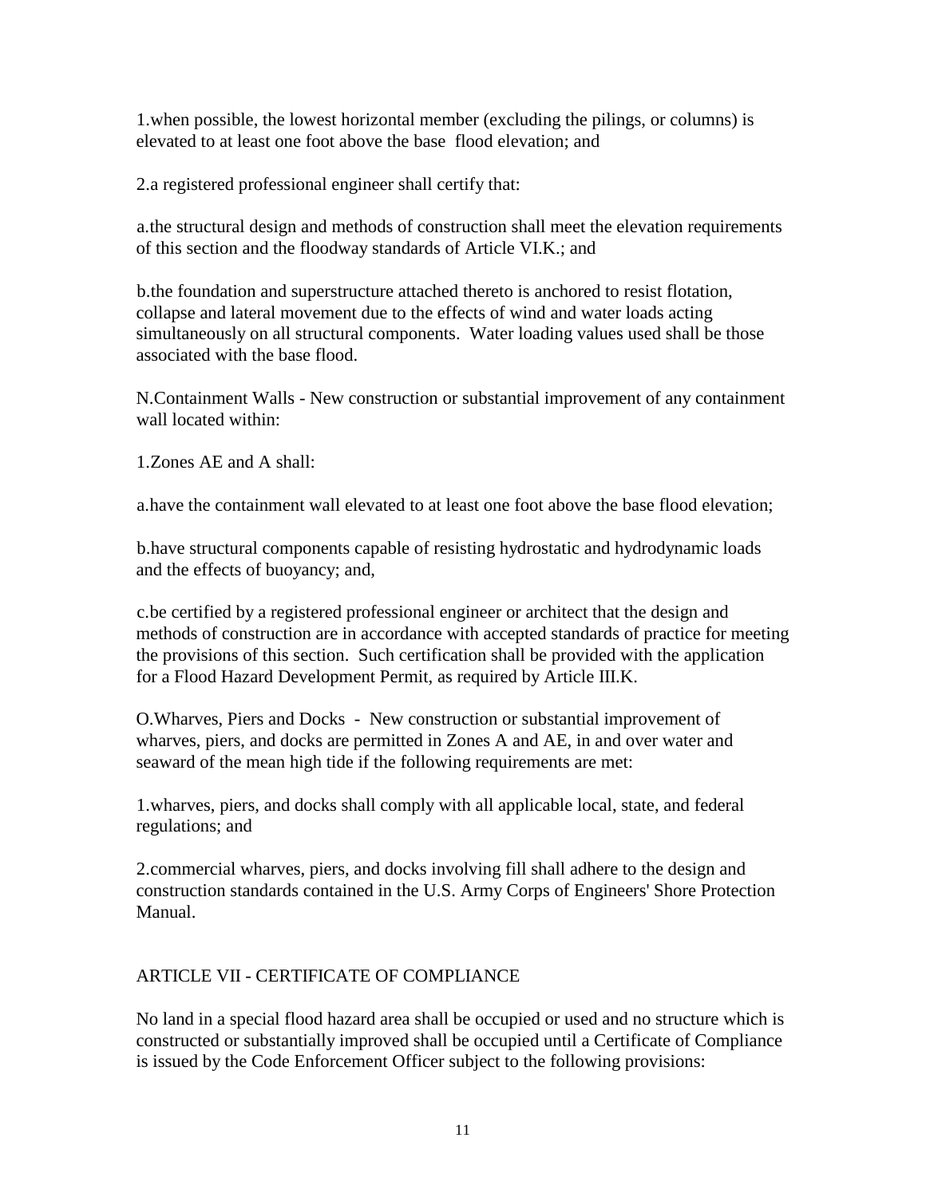1. when possible, the lowest horizontal member (excluding the pilings, or columns) is elevated to at least one foot above the base flood elevation; and

2. a registered professional engineer shall certify that:

a. the structural design and methods of construction shall meet the elevation requirements of this section and the floodway standards of Article VI.K.; and

b. the foundation and superstructure attached thereto is anchored to resist flotation, collapse and lateral movement due to the effects of wind and water loads acting simultaneously on all structural components. Water loading values used shall be those associated with the base flood.

N. Containment Walls - New construction or substantial improvement of any containment wall located within:

1. Zones AE and A shall:

a. have the containment wall elevated to at least one foot above the base flood elevation;

b. have structural components capable of resisting hydrostatic and hydrodynamic loads and the effects of buoyancy; and,

c. be certified by a registered professional engineer or architect that the design and methods of construction are in accordance with accepted standards of practice for meeting the provisions of this section. Such certification shall be provided with the application for a Flood Hazard Development Permit, as required by Article III.K.

O. Wharves, Piers and Docks - New construction or substantial improvement of wharves, piers, and docks are permitted in Zones A and AE, in and over water and seaward of the mean high tide if the following requirements are met:

1. wharves, piers, and docks shall comply with all applicable local, state, and federal regulations; and

2. commercial wharves, piers, and docks involving fill shall adhere to the design and construction standards contained in the U.S. Army Corps of Engineers' Shore Protection Manual.

## ARTICLE VII - CERTIFICATE OF COMPLIANCE

No land in a special flood hazard area shall be occupied or used and no structure which is constructed or substantially improved shall be occupied until a Certificate of Compliance is issued by the Code Enforcement Officer subject to the following provisions: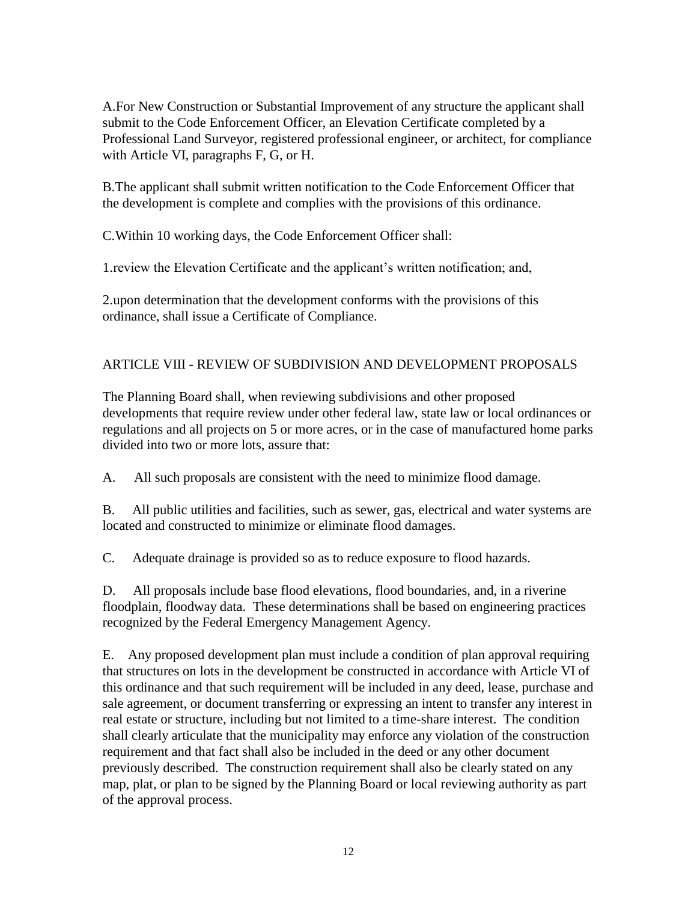A.For New Construction or Substantial Improvement of any structure the applicant shall submit to the Code Enforcement Officer, an Elevation Certificate completed by a Professional Land Surveyor, registered professional engineer, or architect, for compliance with Article VI, paragraphs F, G, or H.

B.The applicant shall submit written notification to the Code Enforcement Officer that the development is complete and complies with the provisions of this ordinance.

C.Within 10 working days, the Code Enforcement Officer shall:

1.review the Elevation Certificate and the applicant's written notification; and,

2.upon determination that the development conforms with the provisions of this ordinance, shall issue a Certificate of Compliance.

## ARTICLE VIII - REVIEW OF SUBDIVISION AND DEVELOPMENT PROPOSALS

The Planning Board shall, when reviewing subdivisions and other proposed developments that require review under other federal law, state law or local ordinances or regulations and all projects on 5 or more acres, or in the case of manufactured home parks divided into two or more lots, assure that:

A. All such proposals are consistent with the need to minimize flood damage.

B. All public utilities and facilities, such as sewer, gas, electrical and water systems are located and constructed to minimize or eliminate flood damages.

C. Adequate drainage is provided so as to reduce exposure to flood hazards.

D. All proposals include base flood elevations, flood boundaries, and, in a riverine floodplain, floodway data. These determinations shall be based on engineering practices recognized by the Federal Emergency Management Agency.

E. Any proposed development plan must include a condition of plan approval requiring that structures on lots in the development be constructed in accordance with Article VI of this ordinance and that such requirement will be included in any deed, lease, purchase and sale agreement, or document transferring or expressing an intent to transfer any interest in real estate or structure, including but not limited to a time-share interest. The condition shall clearly articulate that the municipality may enforce any violation of the construction requirement and that fact shall also be included in the deed or any other document previously described. The construction requirement shall also be clearly stated on any map, plat, or plan to be signed by the Planning Board or local reviewing authority as part of the approval process.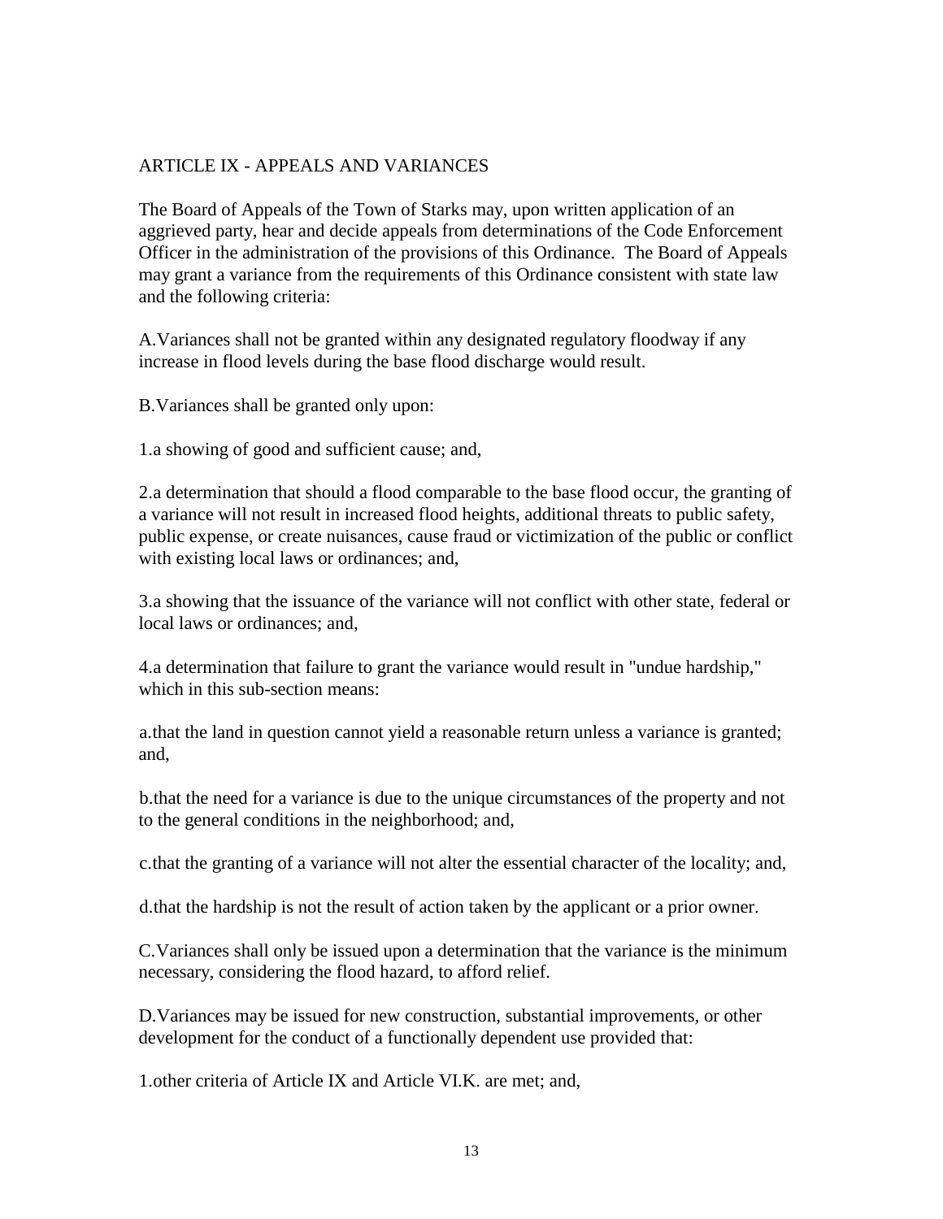## ARTICLE IX - APPEALS AND VARIANCES

The Board of Appeals of the Town of Starks may, upon written application of an aggrieved party, hear and decide appeals from determinations of the Code Enforcement Officer in the administration of the provisions of this Ordinance. The Board of Appeals may grant a variance from the requirements of this Ordinance consistent with state law and the following criteria:

A. Variances shall not be granted within any designated regulatory floodway if any increase in flood levels during the base flood discharge would result.

B. Variances shall be granted only upon:

1. a showing of good and sufficient cause; and,

2. a determination that should a flood comparable to the base flood occur, the granting of a variance will not result in increased flood heights, additional threats to public safety, public expense, or create nuisances, cause fraud or victimization of the public or conflict with existing local laws or ordinances; and,

3. a showing that the issuance of the variance will not conflict with other state, federal or local laws or ordinances; and,

4. a determination that failure to grant the variance would result in "undue hardship," which in this sub-section means:

a. that the land in question cannot yield a reasonable return unless a variance is granted; and,

b. that the need for a variance is due to the unique circumstances of the property and not to the general conditions in the neighborhood; and,

c. that the granting of a variance will not alter the essential character of the locality; and,

d. that the hardship is not the result of action taken by the applicant or a prior owner.

C. Variances shall only be issued upon a determination that the variance is the minimum necessary, considering the flood hazard, to afford relief.

D. Variances may be issued for new construction, substantial improvements, or other development for the conduct of a functionally dependent use provided that:

1. other criteria of Article IX and Article VI.K. are met; and,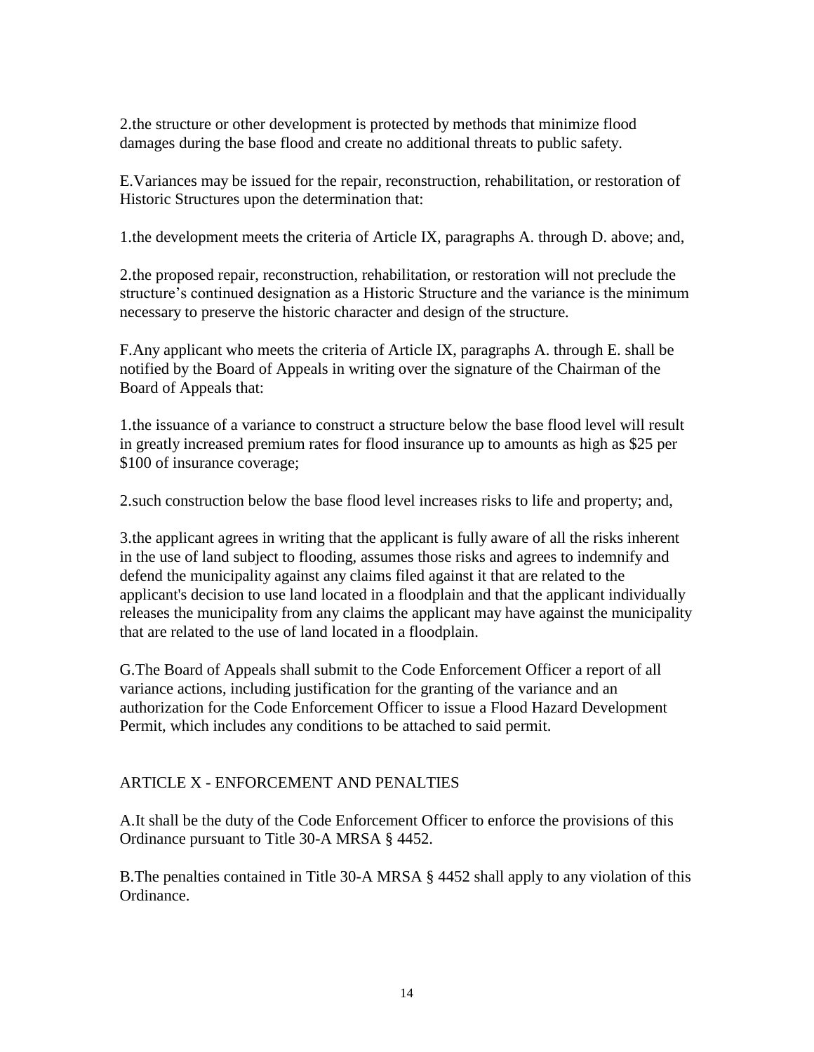2.the structure or other development is protected by methods that minimize flood damages during the base flood and create no additional threats to public safety.

E.Variances may be issued for the repair, reconstruction, rehabilitation, or restoration of Historic Structures upon the determination that:

1.the development meets the criteria of Article IX, paragraphs A. through D. above; and,

2.the proposed repair, reconstruction, rehabilitation, or restoration will not preclude the structure's continued designation as a Historic Structure and the variance is the minimum necessary to preserve the historic character and design of the structure.

F.Any applicant who meets the criteria of Article IX, paragraphs A. through E. shall be notified by the Board of Appeals in writing over the signature of the Chairman of the Board of Appeals that:

1.the issuance of a variance to construct a structure below the base flood level will result in greatly increased premium rates for flood insurance up to amounts as high as $25 per $100 of insurance coverage;

2.such construction below the base flood level increases risks to life and property; and,

3.the applicant agrees in writing that the applicant is fully aware of all the risks inherent in the use of land subject to flooding, assumes those risks and agrees to indemnify and defend the municipality against any claims filed against it that are related to the applicant's decision to use land located in a floodplain and that the applicant individually releases the municipality from any claims the applicant may have against the municipality that are related to the use of land located in a floodplain.

G.The Board of Appeals shall submit to the Code Enforcement Officer a report of all variance actions, including justification for the granting of the variance and an authorization for the Code Enforcement Officer to issue a Flood Hazard Development Permit, which includes any conditions to be attached to said permit.

## ARTICLE X - ENFORCEMENT AND PENALTIES

A.It shall be the duty of the Code Enforcement Officer to enforce the provisions of this Ordinance pursuant to Title 30-A MRSA § 4452.

B.The penalties contained in Title 30-A MRSA § 4452 shall apply to any violation of this Ordinance.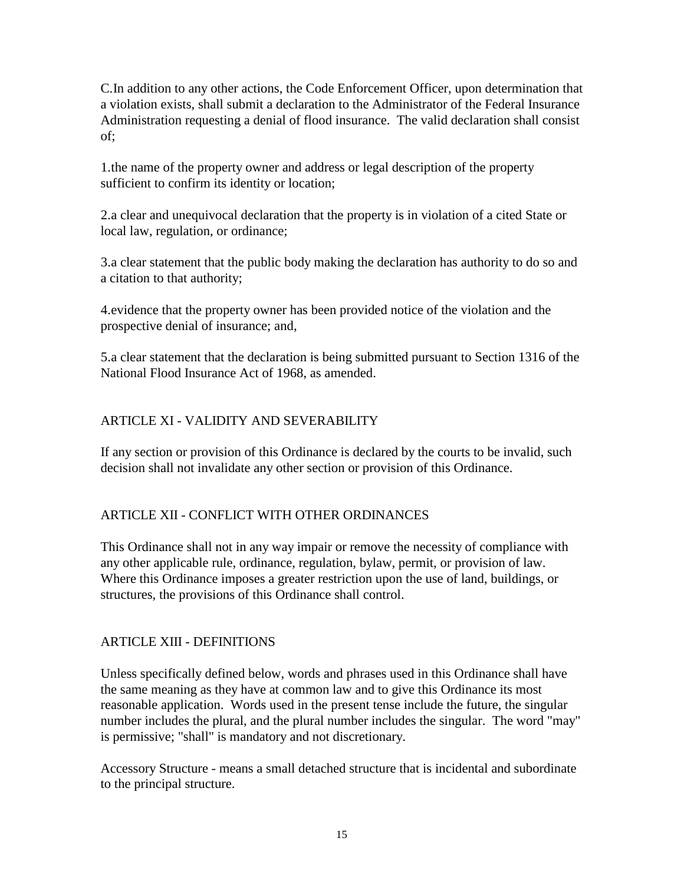C.In addition to any other actions, the Code Enforcement Officer, upon determination that a violation exists, shall submit a declaration to the Administrator of the Federal Insurance Administration requesting a denial of flood insurance. The valid declaration shall consist of;

1.the name of the property owner and address or legal description of the property sufficient to confirm its identity or location;

2.a clear and unequivocal declaration that the property is in violation of a cited State or local law, regulation, or ordinance;

3.a clear statement that the public body making the declaration has authority to do so and a citation to that authority;

4.evidence that the property owner has been provided notice of the violation and the prospective denial of insurance; and,

5.a clear statement that the declaration is being submitted pursuant to Section 1316 of the National Flood Insurance Act of 1968, as amended.

## ARTICLE XI - VALIDITY AND SEVERABILITY

If any section or provision of this Ordinance is declared by the courts to be invalid, such decision shall not invalidate any other section or provision of this Ordinance.

## ARTICLE XII - CONFLICT WITH OTHER ORDINANCES

This Ordinance shall not in any way impair or remove the necessity of compliance with any other applicable rule, ordinance, regulation, bylaw, permit, or provision of law. Where this Ordinance imposes a greater restriction upon the use of land, buildings, or structures, the provisions of this Ordinance shall control.

## ARTICLE XIII - DEFINITIONS

Unless specifically defined below, words and phrases used in this Ordinance shall have the same meaning as they have at common law and to give this Ordinance its most reasonable application. Words used in the present tense include the future, the singular number includes the plural, and the plural number includes the singular. The word "may" is permissive; "shall" is mandatory and not discretionary.

Accessory Structure - means a small detached structure that is incidental and subordinate to the principal structure.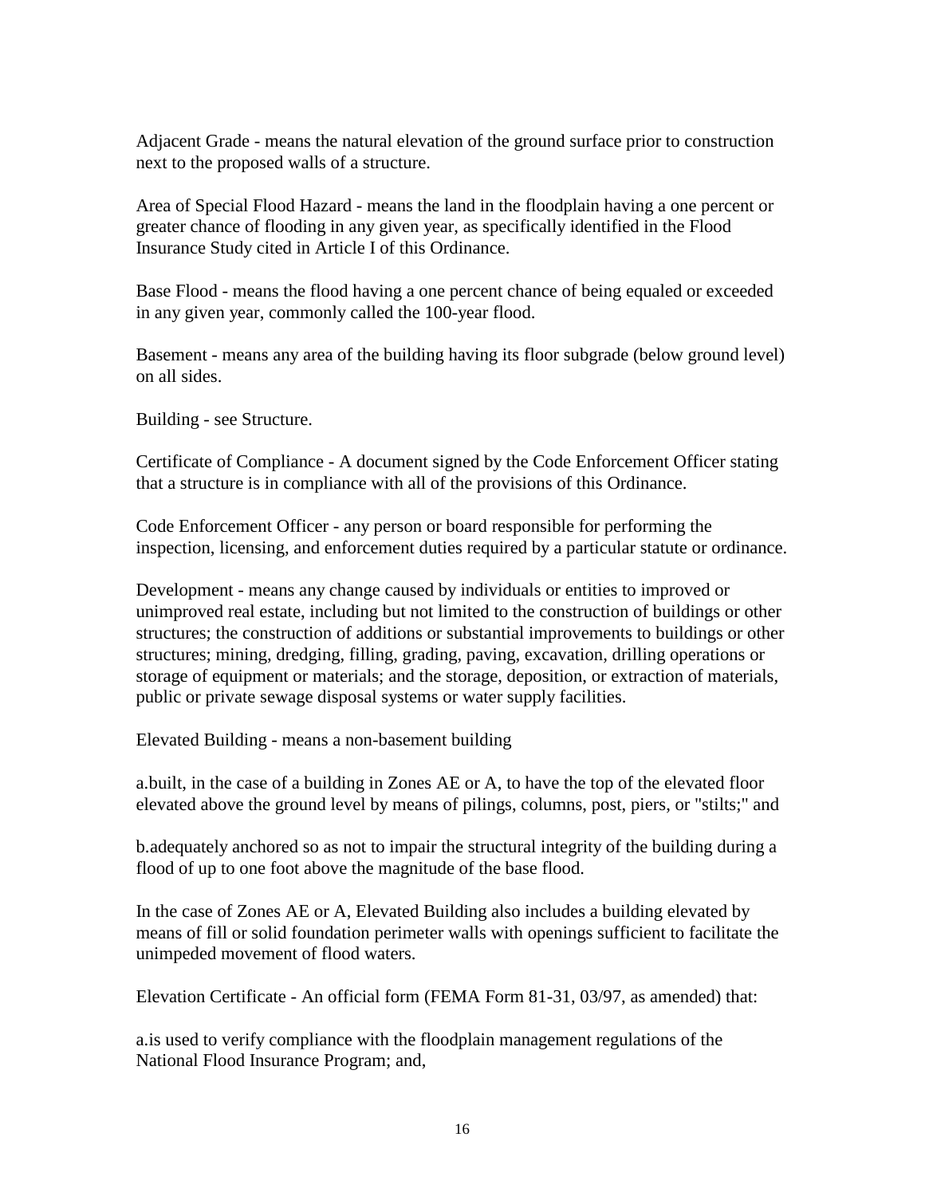Adjacent Grade - means the natural elevation of the ground surface prior to construction next to the proposed walls of a structure.

Area of Special Flood Hazard - means the land in the floodplain having a one percent or greater chance of flooding in any given year, as specifically identified in the Flood Insurance Study cited in Article I of this Ordinance.

Base Flood - means the flood having a one percent chance of being equaled or exceeded in any given year, commonly called the 100-year flood.

Basement - means any area of the building having its floor subgrade (below ground level) on all sides.

Building - see Structure.

Certificate of Compliance - A document signed by the Code Enforcement Officer stating that a structure is in compliance with all of the provisions of this Ordinance.

Code Enforcement Officer - any person or board responsible for performing the inspection, licensing, and enforcement duties required by a particular statute or ordinance.

Development - means any change caused by individuals or entities to improved or unimproved real estate, including but not limited to the construction of buildings or other structures; the construction of additions or substantial improvements to buildings or other structures; mining, dredging, filling, grading, paving, excavation, drilling operations or storage of equipment or materials; and the storage, deposition, or extraction of materials, public or private sewage disposal systems or water supply facilities.

Elevated Building - means a non-basement building

a.built, in the case of a building in Zones AE or A, to have the top of the elevated floor elevated above the ground level by means of pilings, columns, post, piers, or "stilts;" and

b.adequately anchored so as not to impair the structural integrity of the building during a flood of up to one foot above the magnitude of the base flood.

In the case of Zones AE or A, Elevated Building also includes a building elevated by means of fill or solid foundation perimeter walls with openings sufficient to facilitate the unimpeded movement of flood waters.

Elevation Certificate - An official form (FEMA Form 81-31, 03/97, as amended) that:

a.is used to verify compliance with the floodplain management regulations of the National Flood Insurance Program; and,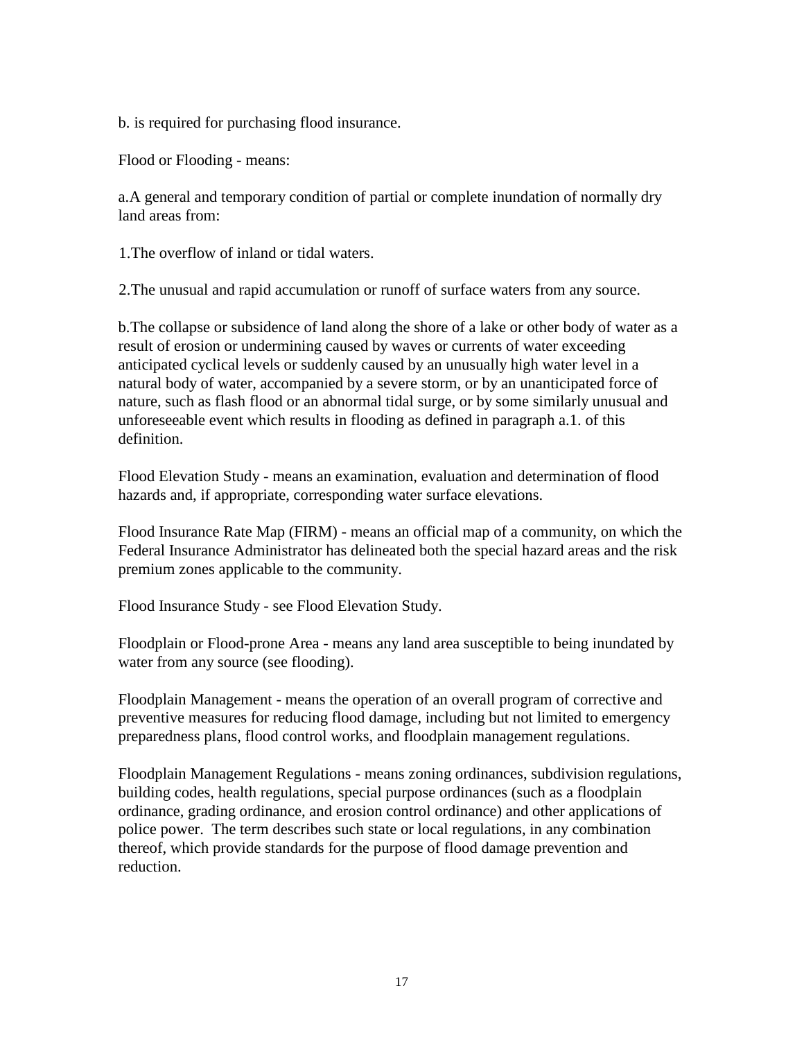b. is required for purchasing flood insurance.

Flood or Flooding - means:

a.A general and temporary condition of partial or complete inundation of normally dry land areas from:

1.The overflow of inland or tidal waters.

2.The unusual and rapid accumulation or runoff of surface waters from any source.

b.The collapse or subsidence of land along the shore of a lake or other body of water as a result of erosion or undermining caused by waves or currents of water exceeding anticipated cyclical levels or suddenly caused by an unusually high water level in a natural body of water, accompanied by a severe storm, or by an unanticipated force of nature, such as flash flood or an abnormal tidal surge, or by some similarly unusual and unforeseeable event which results in flooding as defined in paragraph a.1. of this definition.

Flood Elevation Study - means an examination, evaluation and determination of flood hazards and, if appropriate, corresponding water surface elevations.

Flood Insurance Rate Map (FIRM) - means an official map of a community, on which the Federal Insurance Administrator has delineated both the special hazard areas and the risk premium zones applicable to the community.

Flood Insurance Study - see Flood Elevation Study.

Floodplain or Flood-prone Area - means any land area susceptible to being inundated by water from any source (see flooding).

Floodplain Management - means the operation of an overall program of corrective and preventive measures for reducing flood damage, including but not limited to emergency preparedness plans, flood control works, and floodplain management regulations.

Floodplain Management Regulations - means zoning ordinances, subdivision regulations, building codes, health regulations, special purpose ordinances (such as a floodplain ordinance, grading ordinance, and erosion control ordinance) and other applications of police power. The term describes such state or local regulations, in any combination thereof, which provide standards for the purpose of flood damage prevention and reduction.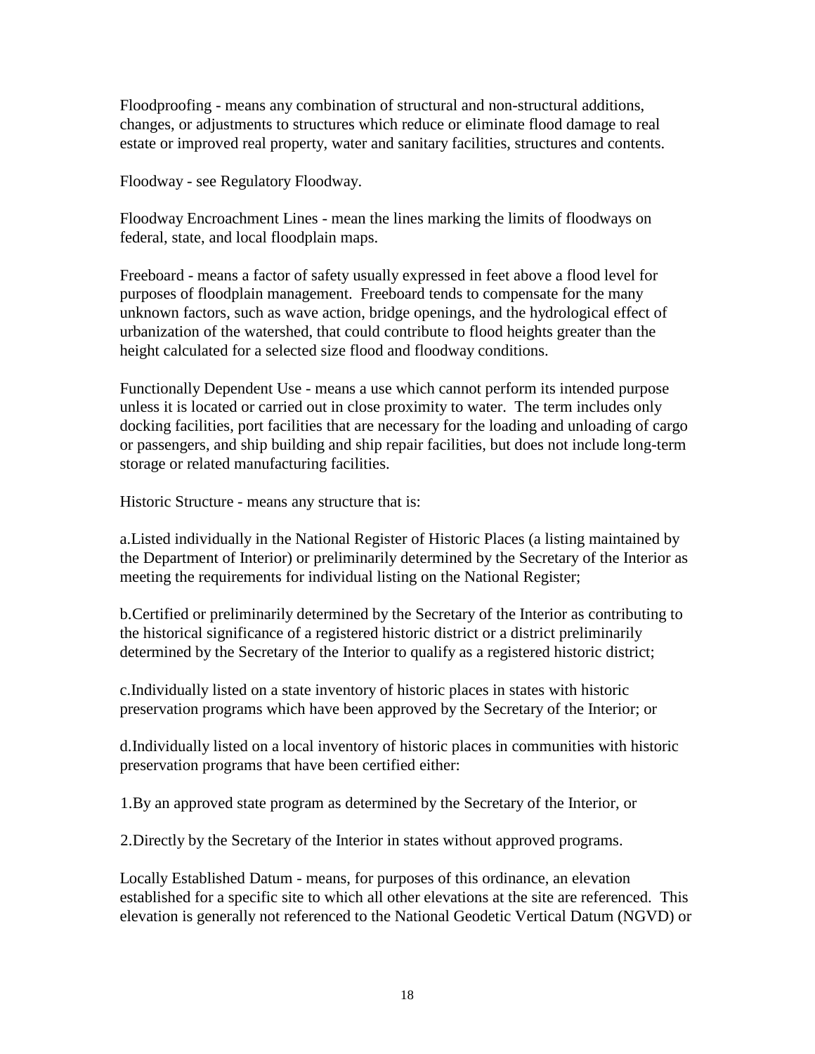Floodproofing - means any combination of structural and non-structural additions, changes, or adjustments to structures which reduce or eliminate flood damage to real estate or improved real property, water and sanitary facilities, structures and contents.

Floodway - see Regulatory Floodway.

Floodway Encroachment Lines - mean the lines marking the limits of floodways on federal, state, and local floodplain maps.

Freeboard - means a factor of safety usually expressed in feet above a flood level for purposes of floodplain management. Freeboard tends to compensate for the many unknown factors, such as wave action, bridge openings, and the hydrological effect of urbanization of the watershed, that could contribute to flood heights greater than the height calculated for a selected size flood and floodway conditions.

Functionally Dependent Use - means a use which cannot perform its intended purpose unless it is located or carried out in close proximity to water. The term includes only docking facilities, port facilities that are necessary for the loading and unloading of cargo or passengers, and ship building and ship repair facilities, but does not include long-term storage or related manufacturing facilities.

Historic Structure - means any structure that is:

a.Listed individually in the National Register of Historic Places (a listing maintained by the Department of Interior) or preliminarily determined by the Secretary of the Interior as meeting the requirements for individual listing on the National Register;

b.Certified or preliminarily determined by the Secretary of the Interior as contributing to the historical significance of a registered historic district or a district preliminarily determined by the Secretary of the Interior to qualify as a registered historic district;

c.Individually listed on a state inventory of historic places in states with historic preservation programs which have been approved by the Secretary of the Interior; or

d.Individually listed on a local inventory of historic places in communities with historic preservation programs that have been certified either:

1.By an approved state program as determined by the Secretary of the Interior, or

2.Directly by the Secretary of the Interior in states without approved programs.

Locally Established Datum - means, for purposes of this ordinance, an elevation established for a specific site to which all other elevations at the site are referenced. This elevation is generally not referenced to the National Geodetic Vertical Datum (NGVD) or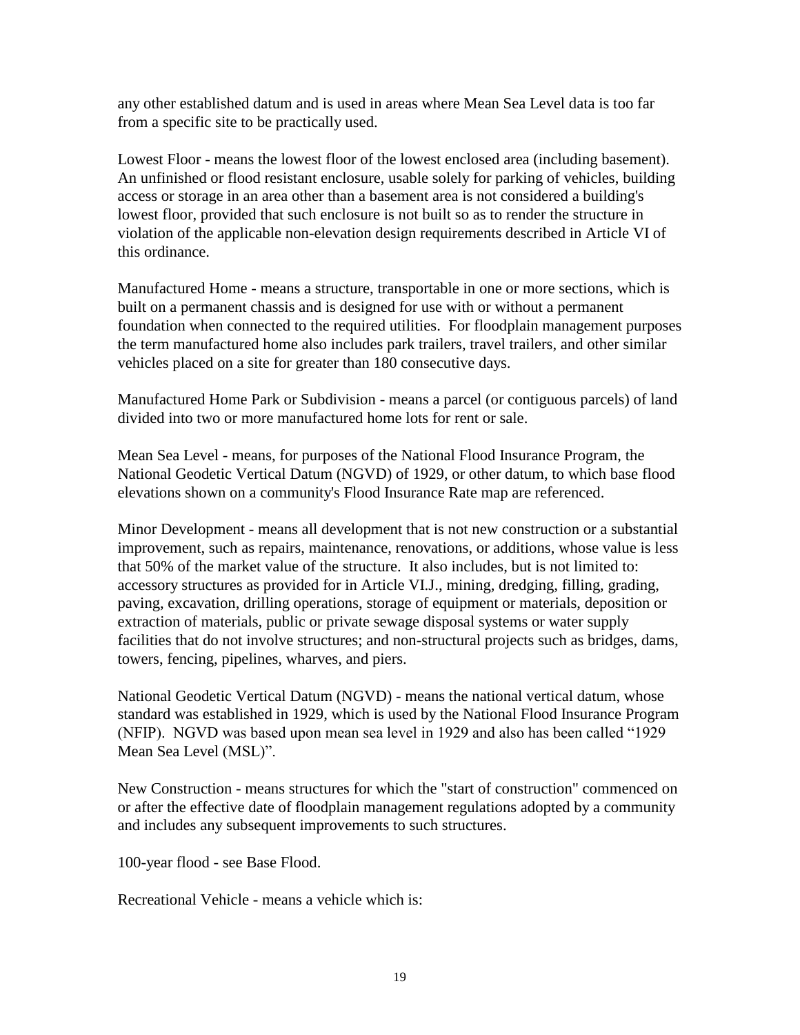any other established datum and is used in areas where Mean Sea Level data is too far from a specific site to be practically used.

Lowest Floor - means the lowest floor of the lowest enclosed area (including basement). An unfinished or flood resistant enclosure, usable solely for parking of vehicles, building access or storage in an area other than a basement area is not considered a building's lowest floor, provided that such enclosure is not built so as to render the structure in violation of the applicable non-elevation design requirements described in Article VI of this ordinance.

Manufactured Home - means a structure, transportable in one or more sections, which is built on a permanent chassis and is designed for use with or without a permanent foundation when connected to the required utilities. For floodplain management purposes the term manufactured home also includes park trailers, travel trailers, and other similar vehicles placed on a site for greater than 180 consecutive days.

Manufactured Home Park or Subdivision - means a parcel (or contiguous parcels) of land divided into two or more manufactured home lots for rent or sale.

Mean Sea Level - means, for purposes of the National Flood Insurance Program, the National Geodetic Vertical Datum (NGVD) of 1929, or other datum, to which base flood elevations shown on a community's Flood Insurance Rate map are referenced.

Minor Development - means all development that is not new construction or a substantial improvement, such as repairs, maintenance, renovations, or additions, whose value is less that 50% of the market value of the structure. It also includes, but is not limited to: accessory structures as provided for in Article VI.J., mining, dredging, filling, grading, paving, excavation, drilling operations, storage of equipment or materials, deposition or extraction of materials, public or private sewage disposal systems or water supply facilities that do not involve structures; and non-structural projects such as bridges, dams, towers, fencing, pipelines, wharves, and piers.

National Geodetic Vertical Datum (NGVD) - means the national vertical datum, whose standard was established in 1929, which is used by the National Flood Insurance Program (NFIP). NGVD was based upon mean sea level in 1929 and also has been called "1929 Mean Sea Level (MSL)".

New Construction - means structures for which the "start of construction" commenced on or after the effective date of floodplain management regulations adopted by a community and includes any subsequent improvements to such structures.

100-year flood - see Base Flood.

Recreational Vehicle - means a vehicle which is: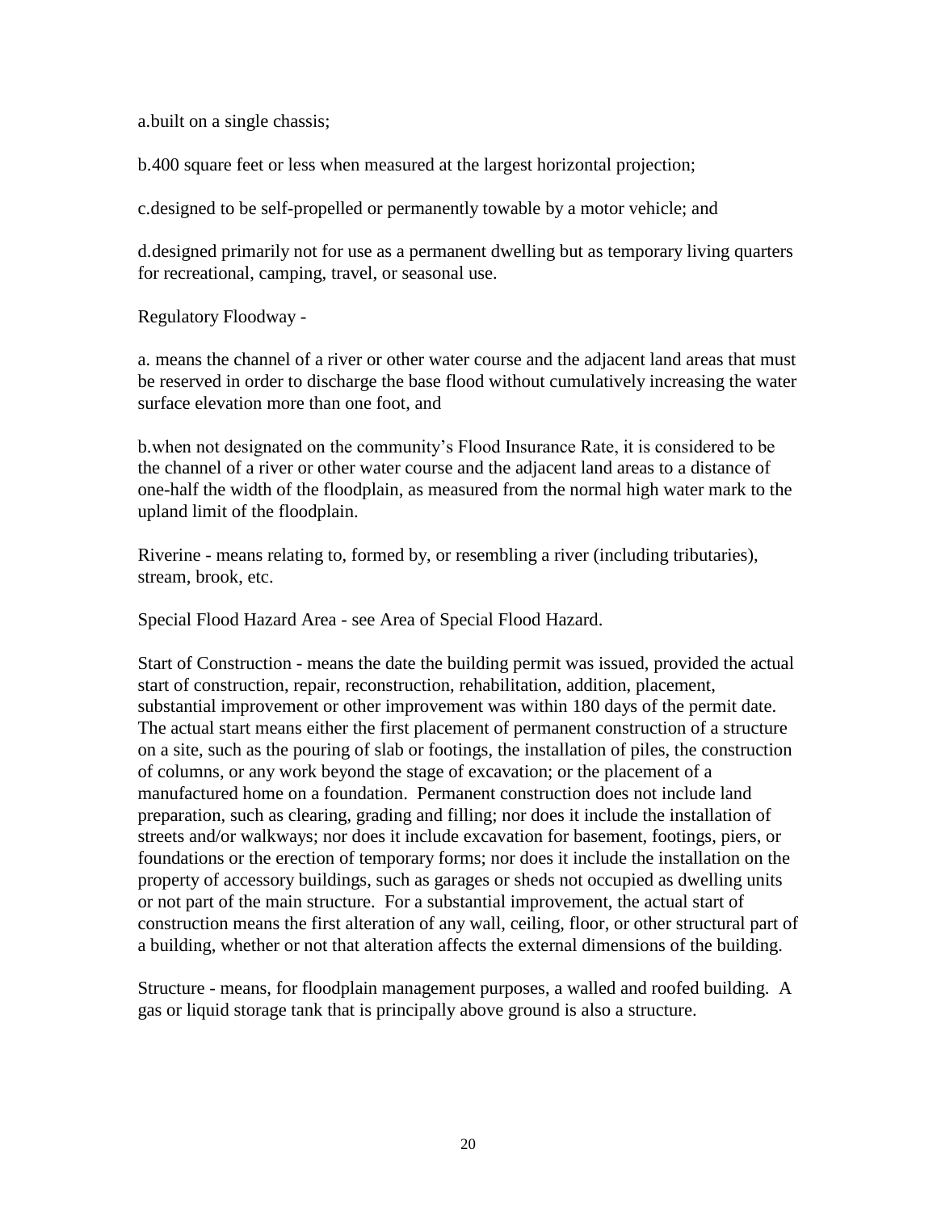a.built on a single chassis;

b.400 square feet or less when measured at the largest horizontal projection;

c.designed to be self-propelled or permanently towable by a motor vehicle; and

d.designed primarily not for use as a permanent dwelling but as temporary living quarters for recreational, camping, travel, or seasonal use.

Regulatory Floodway -

a. means the channel of a river or other water course and the adjacent land areas that must be reserved in order to discharge the base flood without cumulatively increasing the water surface elevation more than one foot, and

b.when not designated on the community's Flood Insurance Rate, it is considered to be the channel of a river or other water course and the adjacent land areas to a distance of one-half the width of the floodplain, as measured from the normal high water mark to the upland limit of the floodplain.

Riverine - means relating to, formed by, or resembling a river (including tributaries), stream, brook, etc.

Special Flood Hazard Area - see Area of Special Flood Hazard.

Start of Construction - means the date the building permit was issued, provided the actual start of construction, repair, reconstruction, rehabilitation, addition, placement, substantial improvement or other improvement was within 180 days of the permit date. The actual start means either the first placement of permanent construction of a structure on a site, such as the pouring of slab or footings, the installation of piles, the construction of columns, or any work beyond the stage of excavation; or the placement of a manufactured home on a foundation. Permanent construction does not include land preparation, such as clearing, grading and filling; nor does it include the installation of streets and/or walkways; nor does it include excavation for basement, footings, piers, or foundations or the erection of temporary forms; nor does it include the installation on the property of accessory buildings, such as garages or sheds not occupied as dwelling units or not part of the main structure. For a substantial improvement, the actual start of construction means the first alteration of any wall, ceiling, floor, or other structural part of a building, whether or not that alteration affects the external dimensions of the building.

Structure - means, for floodplain management purposes, a walled and roofed building. A gas or liquid storage tank that is principally above ground is also a structure.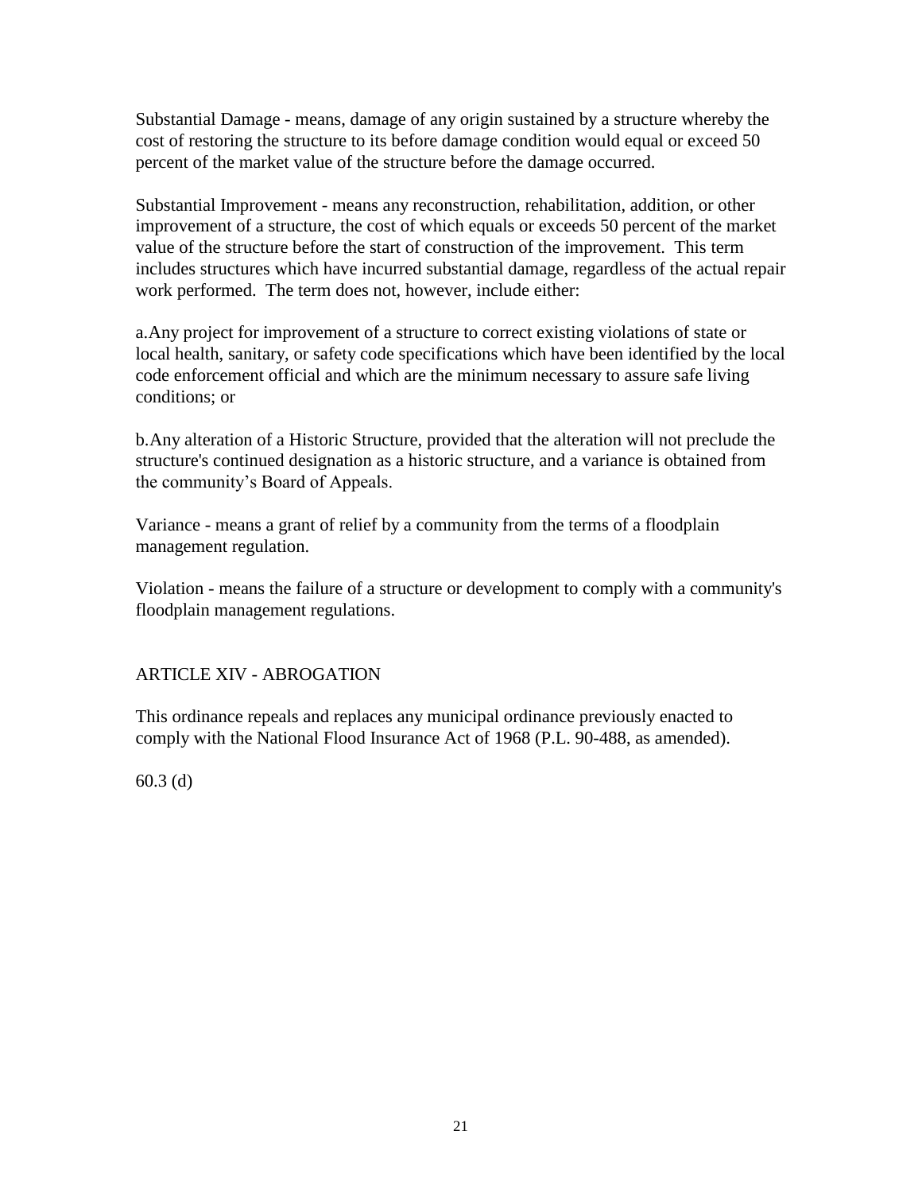Substantial Damage - means, damage of any origin sustained by a structure whereby the cost of restoring the structure to its before damage condition would equal or exceed 50 percent of the market value of the structure before the damage occurred.

Substantial Improvement - means any reconstruction, rehabilitation, addition, or other improvement of a structure, the cost of which equals or exceeds 50 percent of the market value of the structure before the start of construction of the improvement. This term includes structures which have incurred substantial damage, regardless of the actual repair work performed. The term does not, however, include either:

a. Any project for improvement of a structure to correct existing violations of state or local health, sanitary, or safety code specifications which have been identified by the local code enforcement official and which are the minimum necessary to assure safe living conditions; or

b. Any alteration of a Historic Structure, provided that the alteration will not preclude the structure's continued designation as a historic structure, and a variance is obtained from the community's Board of Appeals.

Variance - means a grant of relief by a community from the terms of a floodplain management regulation.

Violation - means the failure of a structure or development to comply with a community's floodplain management regulations.

## ARTICLE XIV - ABROGATION

This ordinance repeals and replaces any municipal ordinance previously enacted to comply with the National Flood Insurance Act of 1968 (P.L. 90-488, as amended).

60.3 (d)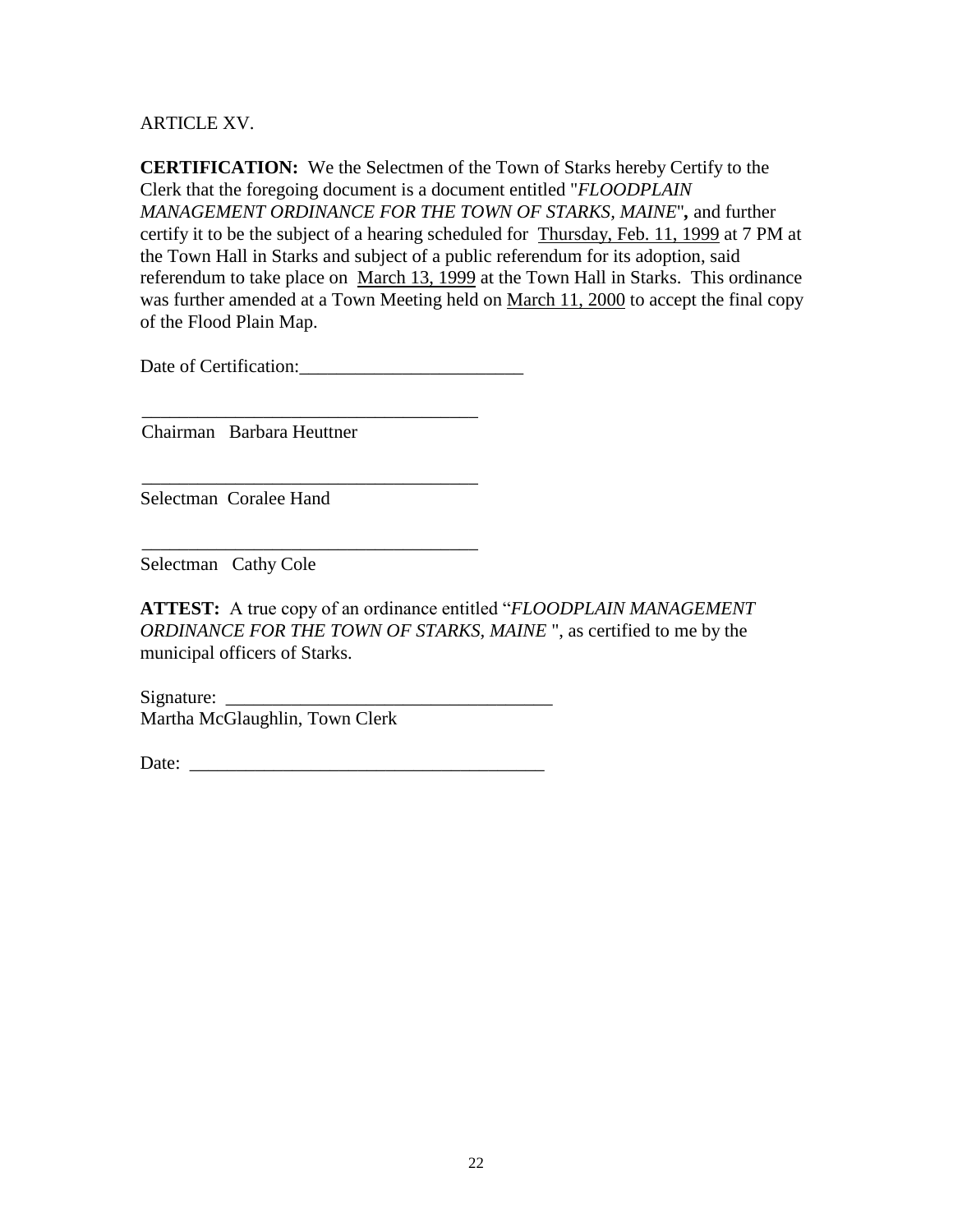ARTICLE XV.

**CERTIFICATION:** We the Selectmen of the Town of Starks hereby Certify to the Clerk that the foregoing document is a document entitled "*FLOODPLAIN MANAGEMENT ORDINANCE FOR THE TOWN OF STARKS, MAINE*"**,** and further certify it to be the subject of a hearing scheduled for <u>Thursday, Feb. 11, 1999</u> at 7 PM at the Town Hall in Starks and subject of a public referendum for its adoption, said referendum to take place on <u>March 13, 1999</u> at the Town Hall in Starks. This ordinance was further amended at a Town Meeting held on <u>March 11, 2000</u> to accept the final copy of the Flood Plain Map.

Date of Certification:________________________

____________________________________
Chairman Barbara Heuttner

____________________________________
Selectman Coralee Hand

____________________________________
Selectman Cathy Cole

**ATTEST:** A true copy of an ordinance entitled "*FLOODPLAIN MANAGEMENT ORDINANCE FOR THE TOWN OF STARKS, MAINE* ", as certified to me by the municipal officers of Starks.

Signature: ____________________________________
Martha McGlaughlin, Town Clerk

Date: ______________________________________